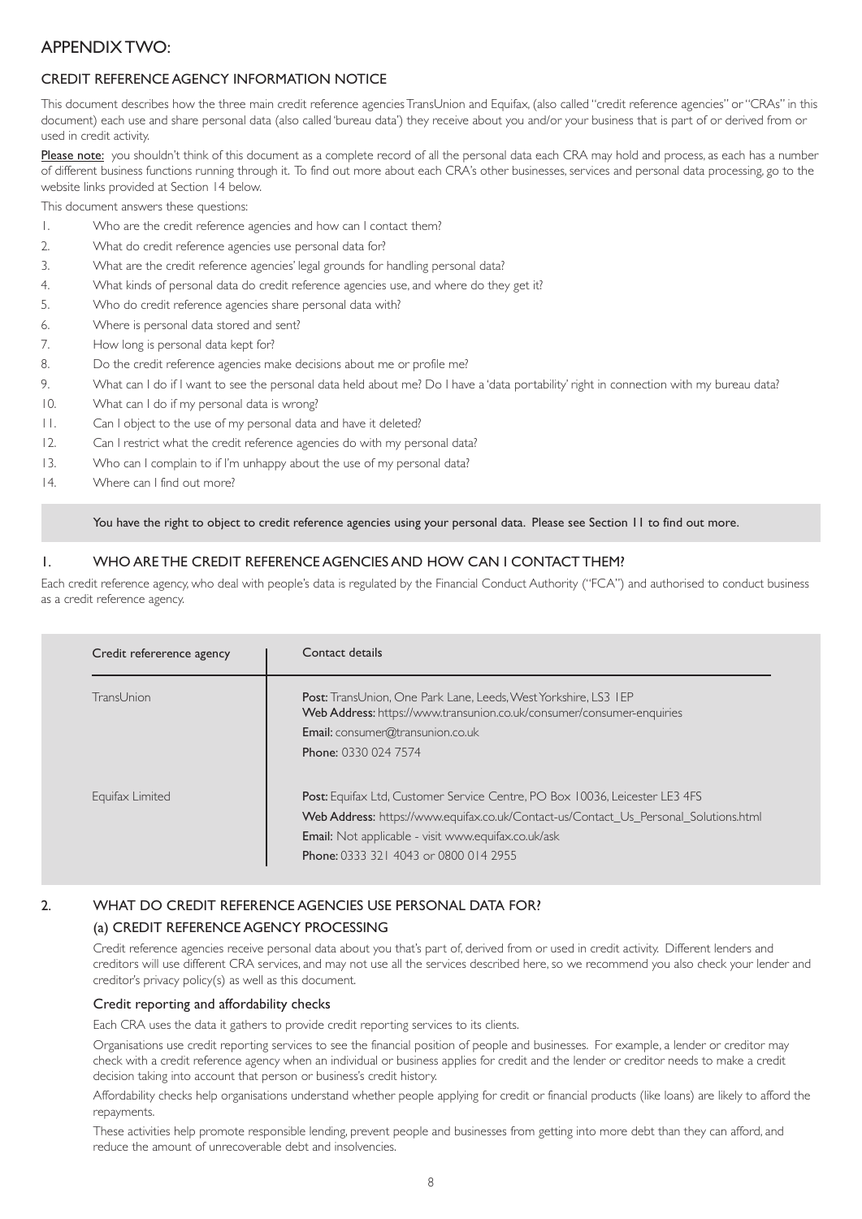# APPENDIX TWO:

## CREDIT REFERENCE AGENCY INFORMATION NOTICE

This document describes how the three main credit reference agencies TransUnion and Equifax, (also called "credit reference agencies" or "CRAs" in this document) each use and share personal data (also called 'bureau data') they receive about you and/or your business that is part of or derived from or used in credit activity.

Please note: you shouldn't think of this document as a complete record of all the personal data each CRA may hold and process, as each has a number of different business functions running through it. To find out more about each CRA's other businesses, services and personal data processing, go to the website links provided at Section 14 below.

This document answers these questions:

1. Who are the credit reference agencies and how can I contact them?
2. What do credit reference agencies use personal data for?
3. What are the credit reference agencies' legal grounds for handling personal data?
4. What kinds of personal data do credit reference agencies use, and where do they get it?
5. Who do credit reference agencies share personal data with?
6. Where is personal data stored and sent?
7. How long is personal data kept for?
8. Do the credit reference agencies make decisions about me or profile me?
9. What can I do if I want to see the personal data held about me? Do I have a 'data portability' right in connection with my bureau data?
10. What can I do if my personal data is wrong?
11. Can I object to the use of my personal data and have it deleted?
12. Can I restrict what the credit reference agencies do with my personal data?
13. Who can I complain to if I'm unhappy about the use of my personal data?
14. Where can I find out more?

You have the right to object to credit reference agencies using your personal data. Please see Section 11 to find out more.

## 1. WHO ARE THE CREDIT REFERENCE AGENCIES AND HOW CAN I CONTACT THEM?

Each credit reference agency, who deal with people's data is regulated by the Financial Conduct Authority ("FCA") and authorised to conduct business as a credit reference agency.

| Credit refererence agency | Contact details |
|---|---|
| TransUnion | **Post:** TransUnion, One Park Lane, Leeds, West Yorkshire, LS3 1EP<br>**Web Address:** https://www.transunion.co.uk/consumer/consumer-enquiries<br>**Email:** consumer@transunion.co.uk<br>**Phone:** 0330 024 7574 |
| Equifax Limited | **Post:** Equifax Ltd, Customer Service Centre, PO Box 10036, Leicester LE3 4FS<br>**Web Address:** https://www.equifax.co.uk/Contact-us/Contact_Us_Personal_Solutions.html<br>**Email:** Not applicable - visit www.equifax.co.uk/ask<br>**Phone:** 0333 321 4043 or 0800 014 2955 |

## 2. WHAT DO CREDIT REFERENCE AGENCIES USE PERSONAL DATA FOR?

### (a) CREDIT REFERENCE AGENCY PROCESSING

Credit reference agencies receive personal data about you that's part of, derived from or used in credit activity. Different lenders and creditors will use different CRA services, and may not use all the services described here, so we recommend you also check your lender and creditor's privacy policy(s) as well as this document.

#### Credit reporting and affordability checks

Each CRA uses the data it gathers to provide credit reporting services to its clients.

Organisations use credit reporting services to see the financial position of people and businesses. For example, a lender or creditor may check with a credit reference agency when an individual or business applies for credit and the lender or creditor needs to make a credit decision taking into account that person or business's credit history.

Affordability checks help organisations understand whether people applying for credit or financial products (like loans) are likely to afford the repayments.

These activities help promote responsible lending, prevent people and businesses from getting into more debt than they can afford, and reduce the amount of unrecoverable debt and insolvencies.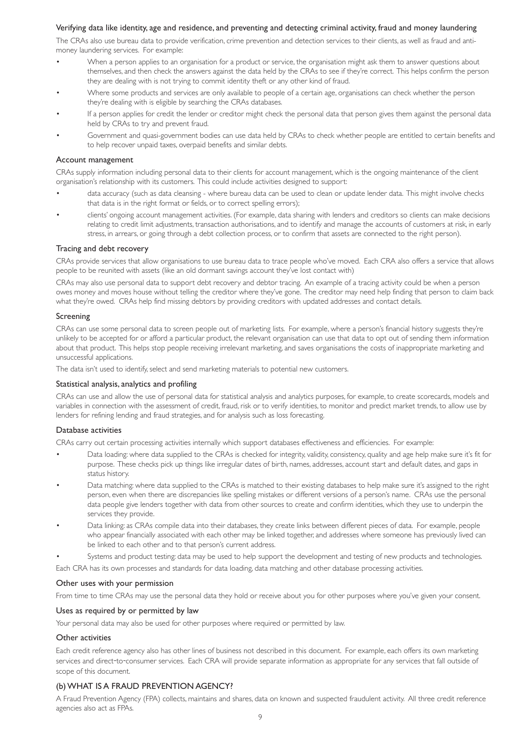### Verifying data like identity, age and residence, and preventing and detecting criminal activity, fraud and money laundering

The CRAs also use bureau data to provide verification, crime prevention and detection services to their clients, as well as fraud and anti-money laundering services. For example:

- When a person applies to an organisation for a product or service, the organisation might ask them to answer questions about themselves, and then check the answers against the data held by the CRAs to see if they're correct. This helps confirm the person they are dealing with is not trying to commit identity theft or any other kind of fraud.
- Where some products and services are only available to people of a certain age, organisations can check whether the person they're dealing with is eligible by searching the CRAs databases.
- If a person applies for credit the lender or creditor might check the personal data that person gives them against the personal data held by CRAs to try and prevent fraud.
- Government and quasi-government bodies can use data held by CRAs to check whether people are entitled to certain benefits and to help recover unpaid taxes, overpaid benefits and similar debts.

### Account management

CRAs supply information including personal data to their clients for account management, which is the ongoing maintenance of the client organisation's relationship with its customers. This could include activities designed to support:

- data accuracy (such as data cleansing - where bureau data can be used to clean or update lender data. This might involve checks that data is in the right format or fields, or to correct spelling errors);
- clients' ongoing account management activities. (For example, data sharing with lenders and creditors so clients can make decisions relating to credit limit adjustments, transaction authorisations, and to identify and manage the accounts of customers at risk, in early stress, in arrears, or going through a debt collection process, or to confirm that assets are connected to the right person).

### Tracing and debt recovery

CRAs provide services that allow organisations to use bureau data to trace people who've moved. Each CRA also offers a service that allows people to be reunited with assets (like an old dormant savings account they've lost contact with)

CRAs may also use personal data to support debt recovery and debtor tracing. An example of a tracing activity could be when a person owes money and moves house without telling the creditor where they've gone. The creditor may need help finding that person to claim back what they're owed. CRAs help find missing debtors by providing creditors with updated addresses and contact details.

### Screening

CRAs can use some personal data to screen people out of marketing lists. For example, where a person's financial history suggests they're unlikely to be accepted for or afford a particular product, the relevant organisation can use that data to opt out of sending them information about that product. This helps stop people receiving irrelevant marketing, and saves organisations the costs of inappropriate marketing and unsuccessful applications.

The data isn't used to identify, select and send marketing materials to potential new customers.

### Statistical analysis, analytics and profiling

CRAs can use and allow the use of personal data for statistical analysis and analytics purposes, for example, to create scorecards, models and variables in connection with the assessment of credit, fraud, risk or to verify identities, to monitor and predict market trends, to allow use by lenders for refining lending and fraud strategies, and for analysis such as loss forecasting.

### Database activities

CRAs carry out certain processing activities internally which support databases effectiveness and efficiencies. For example:

- Data loading: where data supplied to the CRAs is checked for integrity, validity, consistency, quality and age help make sure it's fit for purpose. These checks pick up things like irregular dates of birth, names, addresses, account start and default dates, and gaps in status history.
- Data matching: where data supplied to the CRAs is matched to their existing databases to help make sure it's assigned to the right person, even when there are discrepancies like spelling mistakes or different versions of a person's name. CRAs use the personal data people give lenders together with data from other sources to create and confirm identities, which they use to underpin the services they provide.
- Data linking: as CRAs compile data into their databases, they create links between different pieces of data. For example, people who appear financially associated with each other may be linked together, and addresses where someone has previously lived can be linked to each other and to that person's current address.
- Systems and product testing: data may be used to help support the development and testing of new products and technologies.

Each CRA has its own processes and standards for data loading, data matching and other database processing activities.

### Other uses with your permission

From time to time CRAs may use the personal data they hold or receive about you for other purposes where you've given your consent.

### Uses as required by or permitted by law

Your personal data may also be used for other purposes where required or permitted by law.

### Other activities

Each credit reference agency also has other lines of business not described in this document. For example, each offers its own marketing services and direct-to-consumer services. Each CRA will provide separate information as appropriate for any services that fall outside of scope of this document.

## (b) WHAT IS A FRAUD PREVENTION AGENCY?

A Fraud Prevention Agency (FPA) collects, maintains and shares, data on known and suspected fraudulent activity. All three credit reference agencies also act as FPAs.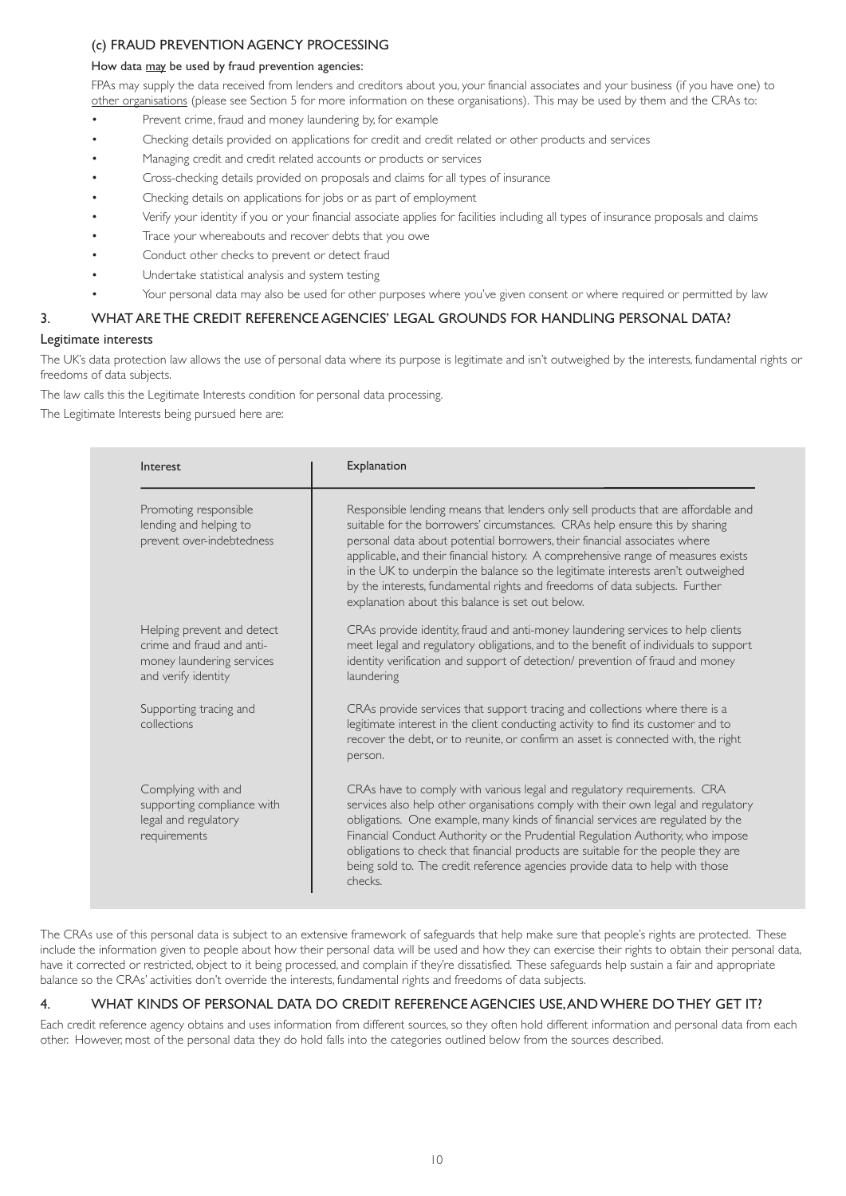### (c) FRAUD PREVENTION AGENCY PROCESSING

#### How data may be used by fraud prevention agencies:

FPAs may supply the data received from lenders and creditors about you, your financial associates and your business (if you have one) to other organisations (please see Section 5 for more information on these organisations). This may be used by them and the CRAs to:

- Prevent crime, fraud and money laundering by, for example
- Checking details provided on applications for credit and credit related or other products and services
- Managing credit and credit related accounts or products or services
- Cross-checking details provided on proposals and claims for all types of insurance
- Checking details on applications for jobs or as part of employment
- Verify your identity if you or your financial associate applies for facilities including all types of insurance proposals and claims
- Trace your whereabouts and recover debts that you owe
- Conduct other checks to prevent or detect fraud
- Undertake statistical analysis and system testing
- Your personal data may also be used for other purposes where you've given consent or where required or permitted by law

## 3. WHAT ARE THE CREDIT REFERENCE AGENCIES' LEGAL GROUNDS FOR HANDLING PERSONAL DATA?

### Legitimate interests

The UK's data protection law allows the use of personal data where its purpose is legitimate and isn't outweighed by the interests, fundamental rights or freedoms of data subjects.

The law calls this the Legitimate Interests condition for personal data processing.

The Legitimate Interests being pursued here are:

| Interest | Explanation |
|---|---|
| Promoting responsible lending and helping to prevent over-indebtedness | Responsible lending means that lenders only sell products that are affordable and suitable for the borrowers' circumstances. CRAs help ensure this by sharing personal data about potential borrowers, their financial associates where applicable, and their financial history. A comprehensive range of measures exists in the UK to underpin the balance so the legitimate interests aren't outweighed by the interests, fundamental rights and freedoms of data subjects. Further explanation about this balance is set out below. |
| Helping prevent and detect crime and fraud and anti-money laundering services and verify identity | CRAs provide identity, fraud and anti-money laundering services to help clients meet legal and regulatory obligations, and to the benefit of individuals to support identity verification and support of detection/ prevention of fraud and money laundering |
| Supporting tracing and collections | CRAs provide services that support tracing and collections where there is a legitimate interest in the client conducting activity to find its customer and to recover the debt, or to reunite, or confirm an asset is connected with, the right person. |
| Complying with and supporting compliance with legal and regulatory requirements | CRAs have to comply with various legal and regulatory requirements. CRA services also help other organisations comply with their own legal and regulatory obligations. One example, many kinds of financial services are regulated by the Financial Conduct Authority or the Prudential Regulation Authority, who impose obligations to check that financial products are suitable for the people they are being sold to. The credit reference agencies provide data to help with those checks. |

The CRAs use of this personal data is subject to an extensive framework of safeguards that help make sure that people's rights are protected. These include the information given to people about how their personal data will be used and how they can exercise their rights to obtain their personal data, have it corrected or restricted, object to it being processed, and complain if they're dissatisfied. These safeguards help sustain a fair and appropriate balance so the CRAs' activities don't override the interests, fundamental rights and freedoms of data subjects.

## 4. WHAT KINDS OF PERSONAL DATA DO CREDIT REFERENCE AGENCIES USE, AND WHERE DO THEY GET IT?

Each credit reference agency obtains and uses information from different sources, so they often hold different information and personal data from each other. However, most of the personal data they do hold falls into the categories outlined below from the sources described.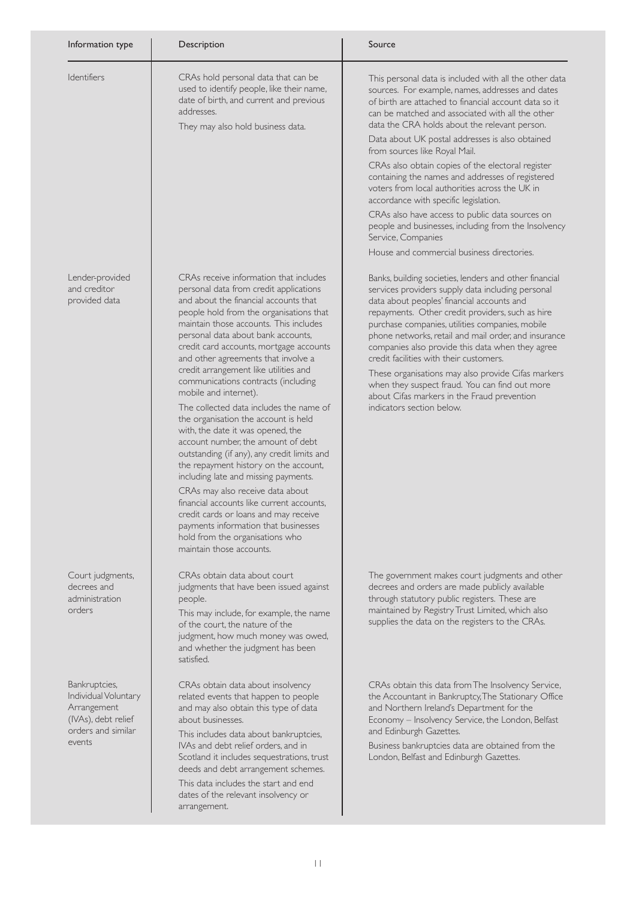| Information type | Description | Source |
|---|---|---|
| Identifiers | CRAs hold personal data that can be used to identify people, like their name, date of birth, and current and previous addresses.<br><br>They may also hold business data. | This personal data is included with all the other data sources. For example, names, addresses and dates of birth are attached to financial account data so it can be matched and associated with all the other data the CRA holds about the relevant person.<br><br>Data about UK postal addresses is also obtained from sources like Royal Mail.<br><br>CRAs also obtain copies of the electoral register containing the names and addresses of registered voters from local authorities across the UK in accordance with specific legislation.<br><br>CRAs also have access to public data sources on people and businesses, including from the Insolvency Service, Companies<br><br>House and commercial business directories. |
| Lender-provided and creditor provided data | CRAs receive information that includes personal data from credit applications and about the financial accounts that people hold from the organisations that maintain those accounts. This includes personal data about bank accounts, credit card accounts, mortgage accounts and other agreements that involve a credit arrangement like utilities and communications contracts (including mobile and internet).<br><br>The collected data includes the name of the organisation the account is held with, the date it was opened, the account number, the amount of debt outstanding (if any), any credit limits and the repayment history on the account, including late and missing payments.<br><br>CRAs may also receive data about financial accounts like current accounts, credit cards or loans and may receive payments information that businesses hold from the organisations who maintain those accounts. | Banks, building societies, lenders and other financial services providers supply data including personal data about peoples' financial accounts and repayments. Other credit providers, such as hire purchase companies, utilities companies, mobile phone networks, retail and mail order, and insurance companies also provide this data when they agree credit facilities with their customers.<br><br>These organisations may also provide Cifas markers when they suspect fraud. You can find out more about Cifas markers in the Fraud prevention indicators section below. |
| Court judgments, decrees and administration orders | CRAs obtain data about court judgments that have been issued against people.<br><br>This may include, for example, the name of the court, the nature of the judgment, how much money was owed, and whether the judgment has been satisfied. | The government makes court judgments and other decrees and orders are made publicly available through statutory public registers. These are maintained by Registry Trust Limited, which also supplies the data on the registers to the CRAs. |
| Bankruptcies, Individual Voluntary Arrangement (IVAs), debt relief orders and similar events | CRAs obtain data about insolvency related events that happen to people and may also obtain this type of data about businesses.<br><br>This includes data about bankruptcies, IVAs and debt relief orders, and in Scotland it includes sequestrations, trust deeds and debt arrangement schemes.<br><br>This data includes the start and end dates of the relevant insolvency or arrangement. | CRAs obtain this data from The Insolvency Service, the Accountant in Bankruptcy, The Stationary Office and Northern Ireland's Department for the Economy – Insolvency Service, the London, Belfast and Edinburgh Gazettes.<br><br>Business bankruptcies data are obtained from the London, Belfast and Edinburgh Gazettes. |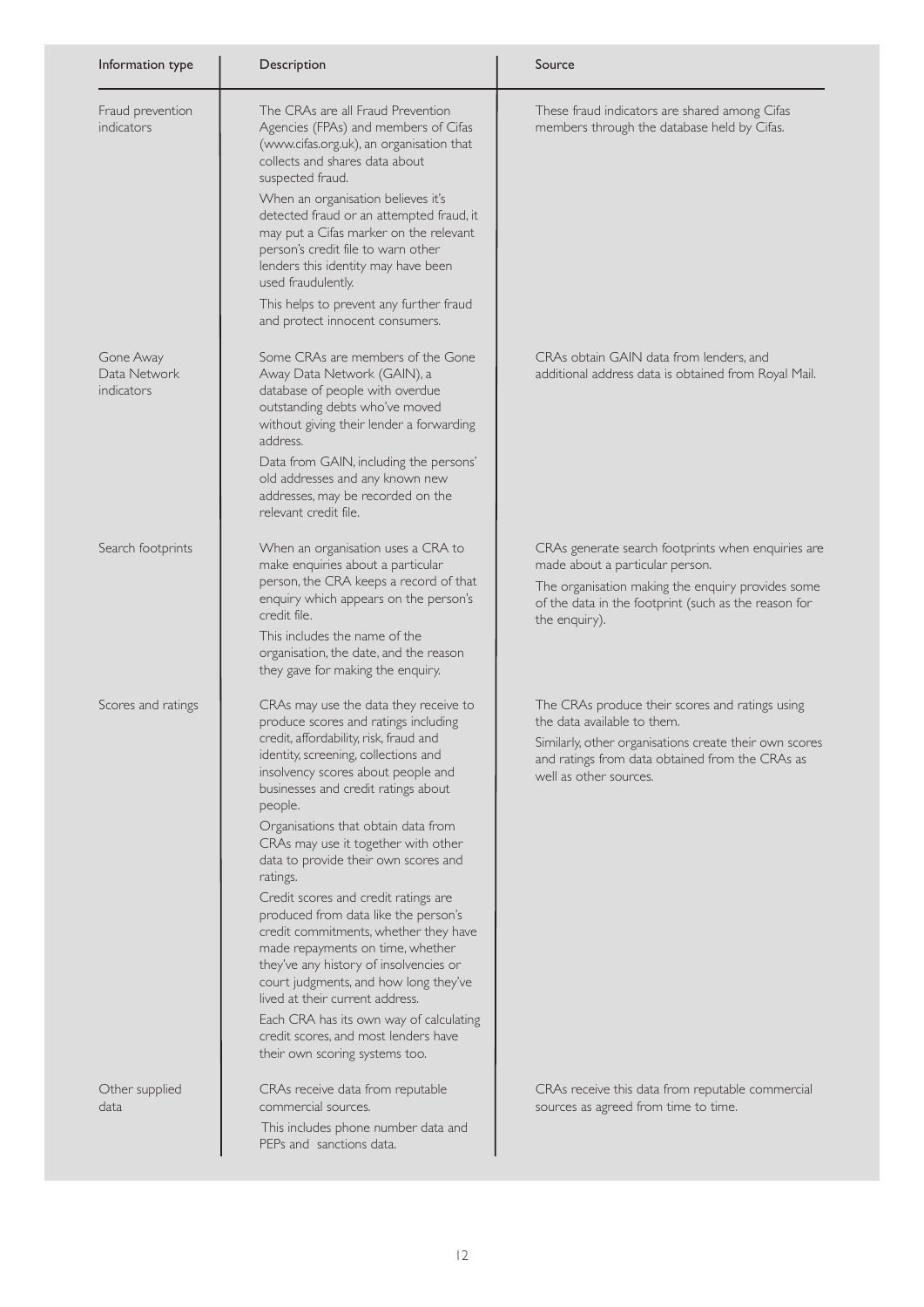| Information type | Description | Source |
|---|---|---|
| Fraud prevention indicators | The CRAs are all Fraud Prevention Agencies (FPAs) and members of Cifas (www.cifas.org.uk), an organisation that collects and shares data about suspected fraud.<br>When an organisation believes it's detected fraud or an attempted fraud, it may put a Cifas marker on the relevant person's credit file to warn other lenders this identity may have been used fraudulently.<br>This helps to prevent any further fraud and protect innocent consumers. | These fraud indicators are shared among Cifas members through the database held by Cifas. |
| Gone Away Data Network indicators | Some CRAs are members of the Gone Away Data Network (GAIN), a database of people with overdue outstanding debts who've moved without giving their lender a forwarding address.<br>Data from GAIN, including the persons' old addresses and any known new addresses, may be recorded on the relevant credit file. | CRAs obtain GAIN data from lenders, and additional address data is obtained from Royal Mail. |
| Search footprints | When an organisation uses a CRA to make enquiries about a particular person, the CRA keeps a record of that enquiry which appears on the person's credit file.<br>This includes the name of the organisation, the date, and the reason they gave for making the enquiry. | CRAs generate search footprints when enquiries are made about a particular person.<br>The organisation making the enquiry provides some of the data in the footprint (such as the reason for the enquiry). |
| Scores and ratings | CRAs may use the data they receive to produce scores and ratings including credit, affordability, risk, fraud and identity, screening, collections and insolvency scores about people and businesses and credit ratings about people.<br>Organisations that obtain data from CRAs may use it together with other data to provide their own scores and ratings.<br>Credit scores and credit ratings are produced from data like the person's credit commitments, whether they have made repayments on time, whether they've any history of insolvencies or court judgments, and how long they've lived at their current address.<br>Each CRA has its own way of calculating credit scores, and most lenders have their own scoring systems too. | The CRAs produce their scores and ratings using the data available to them.<br>Similarly, other organisations create their own scores and ratings from data obtained from the CRAs as well as other sources. |
| Other supplied data | CRAs receive data from reputable commercial sources.<br>This includes phone number data and PEPs and sanctions data. | CRAs receive this data from reputable commercial sources as agreed from time to time. |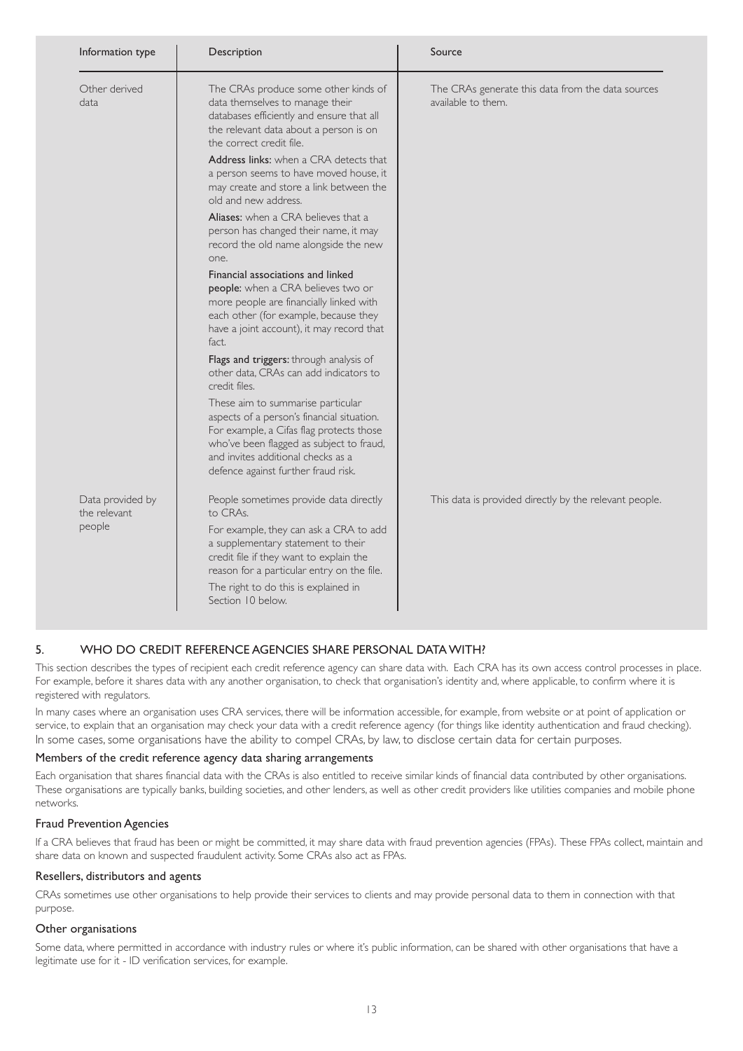| Information type | Description | Source |
| --- | --- | --- |
| Other derived data | The CRAs produce some other kinds of data themselves to manage their databases efficiently and ensure that all the relevant data about a person is on the correct credit file.<br><br>**Address links:** when a CRA detects that a person seems to have moved house, it may create and store a link between the old and new address.<br><br>**Aliases:** when a CRA believes that a person has changed their name, it may record the old name alongside the new one.<br><br>**Financial associations and linked people:** when a CRA believes two or more people are financially linked with each other (for example, because they have a joint account), it may record that fact.<br><br>**Flags and triggers:** through analysis of other data, CRAs can add indicators to credit files.<br><br>These aim to summarise particular aspects of a person's financial situation. For example, a Cifas flag protects those who've been flagged as subject to fraud, and invites additional checks as a defence against further fraud risk. | The CRAs generate this data from the data sources available to them. |
| Data provided by the relevant people | People sometimes provide data directly to CRAs.<br><br>For example, they can ask a CRA to add a supplementary statement to their credit file if they want to explain the reason for a particular entry on the file.<br><br>The right to do this is explained in Section 10 below. | This data is provided directly by the relevant people. |

## 5. WHO DO CREDIT REFERENCE AGENCIES SHARE PERSONAL DATA WITH?

This section describes the types of recipient each credit reference agency can share data with. Each CRA has its own access control processes in place. For example, before it shares data with any another organisation, to check that organisation's identity and, where applicable, to confirm where it is registered with regulators.

In many cases where an organisation uses CRA services, there will be information accessible, for example, from website or at point of application or service, to explain that an organisation may check your data with a credit reference agency (for things like identity authentication and fraud checking). In some cases, some organisations have the ability to compel CRAs, by law, to disclose certain data for certain purposes.

### Members of the credit reference agency data sharing arrangements

Each organisation that shares financial data with the CRAs is also entitled to receive similar kinds of financial data contributed by other organisations. These organisations are typically banks, building societies, and other lenders, as well as other credit providers like utilities companies and mobile phone networks.

### Fraud Prevention Agencies

If a CRA believes that fraud has been or might be committed, it may share data with fraud prevention agencies (FPAs). These FPAs collect, maintain and share data on known and suspected fraudulent activity. Some CRAs also act as FPAs.

### Resellers, distributors and agents

CRAs sometimes use other organisations to help provide their services to clients and may provide personal data to them in connection with that purpose.

### Other organisations

Some data, where permitted in accordance with industry rules or where it's public information, can be shared with other organisations that have a legitimate use for it - ID verification services, for example.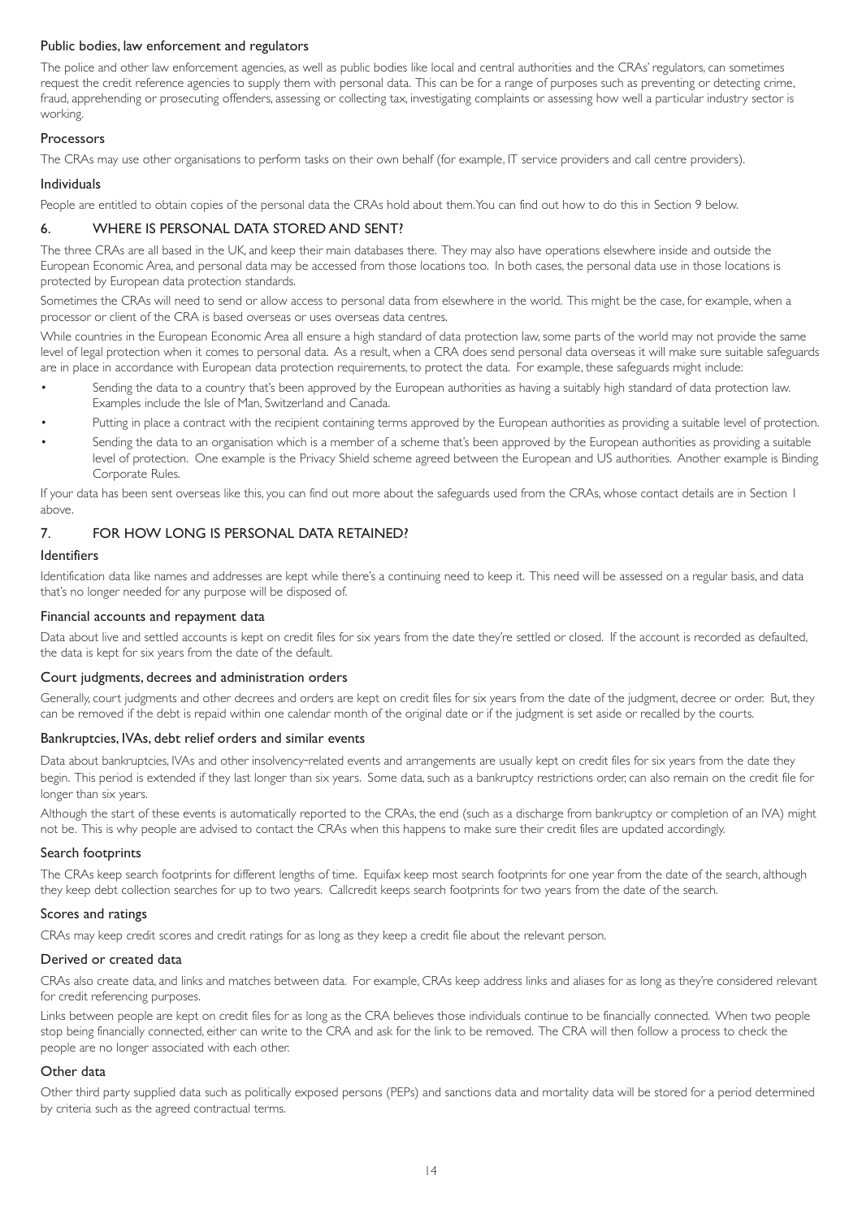### Public bodies, law enforcement and regulators

The police and other law enforcement agencies, as well as public bodies like local and central authorities and the CRAs' regulators, can sometimes request the credit reference agencies to supply them with personal data. This can be for a range of purposes such as preventing or detecting crime, fraud, apprehending or prosecuting offenders, assessing or collecting tax, investigating complaints or assessing how well a particular industry sector is working.

### Processors

The CRAs may use other organisations to perform tasks on their own behalf (for example, IT service providers and call centre providers).

### Individuals

People are entitled to obtain copies of the personal data the CRAs hold about them. You can find out how to do this in Section 9 below.

## 6. WHERE IS PERSONAL DATA STORED AND SENT?

The three CRAs are all based in the UK, and keep their main databases there. They may also have operations elsewhere inside and outside the European Economic Area, and personal data may be accessed from those locations too. In both cases, the personal data use in those locations is protected by European data protection standards.

Sometimes the CRAs will need to send or allow access to personal data from elsewhere in the world. This might be the case, for example, when a processor or client of the CRA is based overseas or uses overseas data centres.

While countries in the European Economic Area all ensure a high standard of data protection law, some parts of the world may not provide the same level of legal protection when it comes to personal data. As a result, when a CRA does send personal data overseas it will make sure suitable safeguards are in place in accordance with European data protection requirements, to protect the data. For example, these safeguards might include:

- Sending the data to a country that's been approved by the European authorities as having a suitably high standard of data protection law. Examples include the Isle of Man, Switzerland and Canada.
- Putting in place a contract with the recipient containing terms approved by the European authorities as providing a suitable level of protection.
- Sending the data to an organisation which is a member of a scheme that's been approved by the European authorities as providing a suitable level of protection. One example is the Privacy Shield scheme agreed between the European and US authorities. Another example is Binding Corporate Rules.

If your data has been sent overseas like this, you can find out more about the safeguards used from the CRAs, whose contact details are in Section 1 above.

## 7. FOR HOW LONG IS PERSONAL DATA RETAINED?

### Identifiers

Identification data like names and addresses are kept while there's a continuing need to keep it. This need will be assessed on a regular basis, and data that's no longer needed for any purpose will be disposed of.

### Financial accounts and repayment data

Data about live and settled accounts is kept on credit files for six years from the date they're settled or closed. If the account is recorded as defaulted, the data is kept for six years from the date of the default.

### Court judgments, decrees and administration orders

Generally, court judgments and other decrees and orders are kept on credit files for six years from the date of the judgment, decree or order. But, they can be removed if the debt is repaid within one calendar month of the original date or if the judgment is set aside or recalled by the courts.

### Bankruptcies, IVAs, debt relief orders and similar events

Data about bankruptcies, IVAs and other insolvency-related events and arrangements are usually kept on credit files for six years from the date they begin. This period is extended if they last longer than six years. Some data, such as a bankruptcy restrictions order, can also remain on the credit file for longer than six years.

Although the start of these events is automatically reported to the CRAs, the end (such as a discharge from bankruptcy or completion of an IVA) might not be. This is why people are advised to contact the CRAs when this happens to make sure their credit files are updated accordingly.

### Search footprints

The CRAs keep search footprints for different lengths of time. Equifax keep most search footprints for one year from the date of the search, although they keep debt collection searches for up to two years. Callcredit keeps search footprints for two years from the date of the search.

### Scores and ratings

CRAs may keep credit scores and credit ratings for as long as they keep a credit file about the relevant person.

### Derived or created data

CRAs also create data, and links and matches between data. For example, CRAs keep address links and aliases for as long as they're considered relevant for credit referencing purposes.

Links between people are kept on credit files for as long as the CRA believes those individuals continue to be financially connected. When two people stop being financially connected, either can write to the CRA and ask for the link to be removed. The CRA will then follow a process to check the people are no longer associated with each other.

### Other data

Other third party supplied data such as politically exposed persons (PEPs) and sanctions data and mortality data will be stored for a period determined by criteria such as the agreed contractual terms.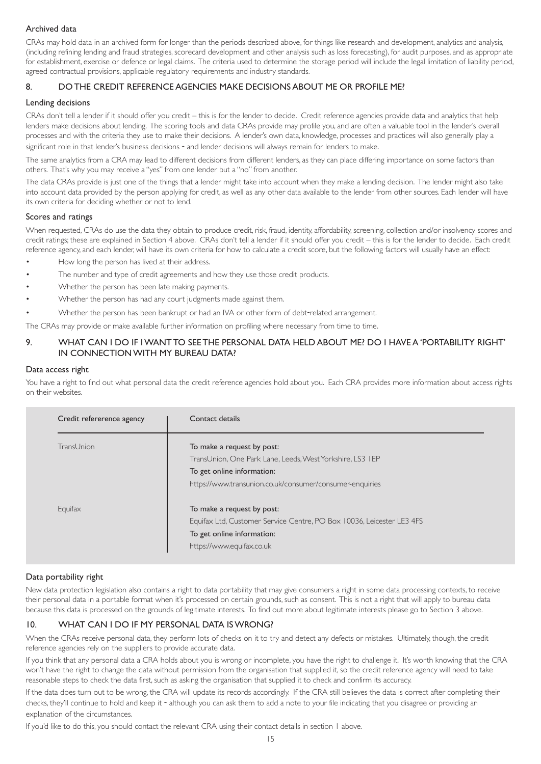### Archived data

CRAs may hold data in an archived form for longer than the periods described above, for things like research and development, analytics and analysis, (including refining lending and fraud strategies, scorecard development and other analysis such as loss forecasting), for audit purposes, and as appropriate for establishment, exercise or defence or legal claims. The criteria used to determine the storage period will include the legal limitation of liability period, agreed contractual provisions, applicable regulatory requirements and industry standards.

## 8. DO THE CREDIT REFERENCE AGENCIES MAKE DECISIONS ABOUT ME OR PROFILE ME?

### Lending decisions

CRAs don't tell a lender if it should offer you credit – this is for the lender to decide. Credit reference agencies provide data and analytics that help lenders make decisions about lending. The scoring tools and data CRAs provide may profile you, and are often a valuable tool in the lender's overall processes and with the criteria they use to make their decisions. A lender's own data, knowledge, processes and practices will also generally play a significant role in that lender's business decisions - and lender decisions will always remain for lenders to make.

The same analytics from a CRA may lead to different decisions from different lenders, as they can place differing importance on some factors than others. That's why you may receive a "yes" from one lender but a "no" from another.

The data CRAs provide is just one of the things that a lender might take into account when they make a lending decision. The lender might also take into account data provided by the person applying for credit, as well as any other data available to the lender from other sources. Each lender will have its own criteria for deciding whether or not to lend.

### Scores and ratings

When requested, CRAs do use the data they obtain to produce credit, risk, fraud, identity, affordability, screening, collection and/or insolvency scores and credit ratings; these are explained in Section 4 above. CRAs don't tell a lender if it should offer you credit – this is for the lender to decide. Each credit reference agency, and each lender, will have its own criteria for how to calculate a credit score, but the following factors will usually have an effect:

- How long the person has lived at their address.
- The number and type of credit agreements and how they use those credit products.
- Whether the person has been late making payments.
- Whether the person has had any court judgments made against them.
- Whether the person has been bankrupt or had an IVA or other form of debt-related arrangement.

The CRAs may provide or make available further information on profiling where necessary from time to time.

## 9. WHAT CAN I DO IF I WANT TO SEE THE PERSONAL DATA HELD ABOUT ME? DO I HAVE A 'PORTABILITY RIGHT' IN CONNECTION WITH MY BUREAU DATA?

### Data access right

You have a right to find out what personal data the credit reference agencies hold about you. Each CRA provides more information about access rights on their websites.

| Credit refererence agency | Contact details |
|---|---|
| TransUnion | To make a request by post:<br>TransUnion, One Park Lane, Leeds, West Yorkshire, LS3 1EP<br>To get online information:<br>https://www.transunion.co.uk/consumer/consumer-enquiries |
| Equifax | To make a request by post:<br>Equifax Ltd, Customer Service Centre, PO Box 10036, Leicester LE3 4FS<br>To get online information:<br>https://www.equifax.co.uk |

### Data portability right

New data protection legislation also contains a right to data portability that may give consumers a right in some data processing contexts, to receive their personal data in a portable format when it's processed on certain grounds, such as consent. This is not a right that will apply to bureau data because this data is processed on the grounds of legitimate interests. To find out more about legitimate interests please go to Section 3 above.

## 10. WHAT CAN I DO IF MY PERSONAL DATA IS WRONG?

When the CRAs receive personal data, they perform lots of checks on it to try and detect any defects or mistakes. Ultimately, though, the credit reference agencies rely on the suppliers to provide accurate data.

If you think that any personal data a CRA holds about you is wrong or incomplete, you have the right to challenge it. It's worth knowing that the CRA won't have the right to change the data without permission from the organisation that supplied it, so the credit reference agency will need to take reasonable steps to check the data first, such as asking the organisation that supplied it to check and confirm its accuracy.

If the data does turn out to be wrong, the CRA will update its records accordingly. If the CRA still believes the data is correct after completing their checks, they'll continue to hold and keep it - although you can ask them to add a note to your file indicating that you disagree or providing an explanation of the circumstances.

If you'd like to do this, you should contact the relevant CRA using their contact details in section 1 above.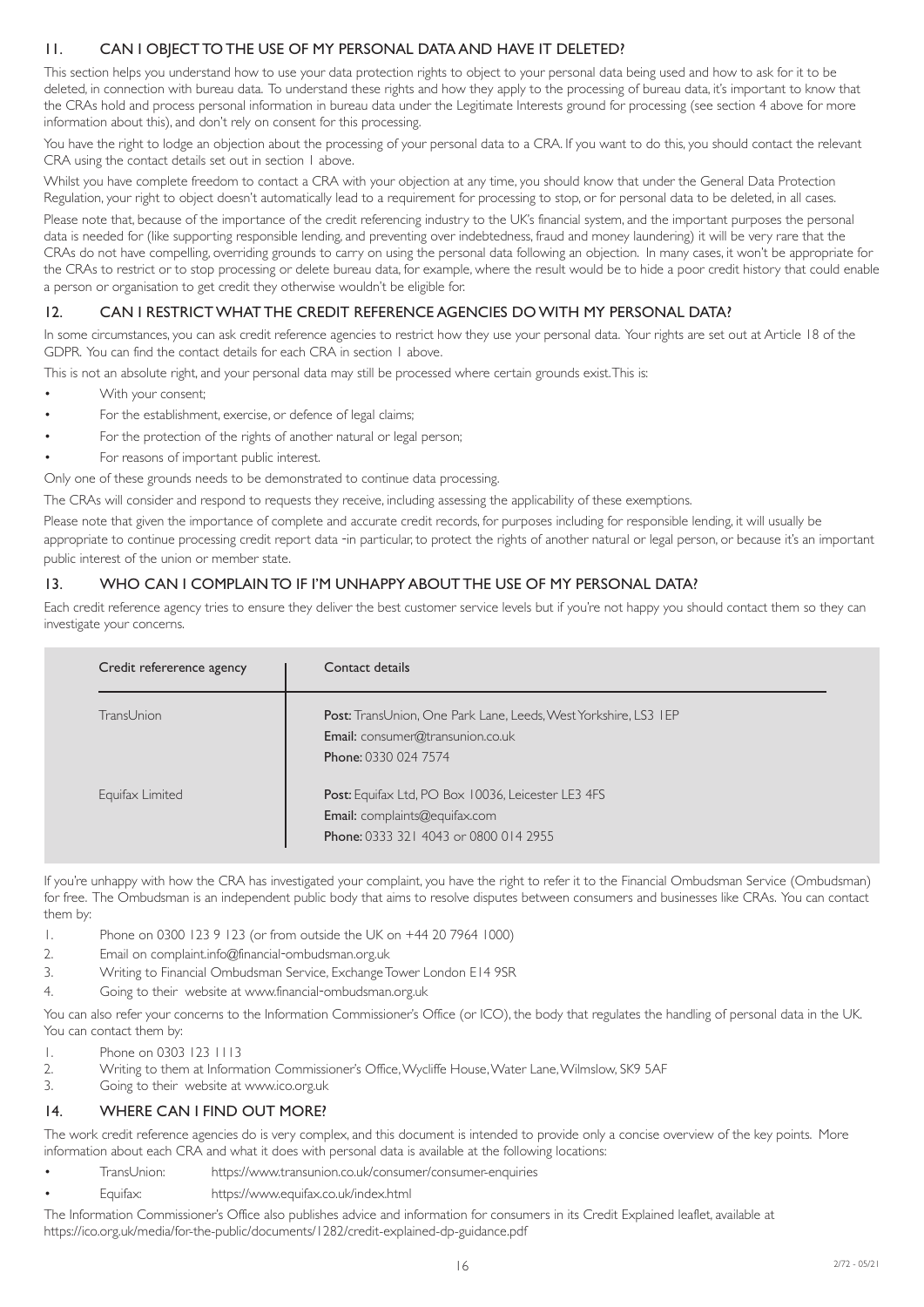## 11. CAN I OBJECT TO THE USE OF MY PERSONAL DATA AND HAVE IT DELETED?

This section helps you understand how to use your data protection rights to object to your personal data being used and how to ask for it to be deleted, in connection with bureau data. To understand these rights and how they apply to the processing of bureau data, it's important to know that the CRAs hold and process personal information in bureau data under the Legitimate Interests ground for processing (see section 4 above for more information about this), and don't rely on consent for this processing.

You have the right to lodge an objection about the processing of your personal data to a CRA. If you want to do this, you should contact the relevant CRA using the contact details set out in section 1 above.

Whilst you have complete freedom to contact a CRA with your objection at any time, you should know that under the General Data Protection Regulation, your right to object doesn't automatically lead to a requirement for processing to stop, or for personal data to be deleted, in all cases.

Please note that, because of the importance of the credit referencing industry to the UK's financial system, and the important purposes the personal data is needed for (like supporting responsible lending, and preventing over indebtedness, fraud and money laundering) it will be very rare that the CRAs do not have compelling, overriding grounds to carry on using the personal data following an objection. In many cases, it won't be appropriate for the CRAs to restrict or to stop processing or delete bureau data, for example, where the result would be to hide a poor credit history that could enable a person or organisation to get credit they otherwise wouldn't be eligible for.

## 12. CAN I RESTRICT WHAT THE CREDIT REFERENCE AGENCIES DO WITH MY PERSONAL DATA?

In some circumstances, you can ask credit reference agencies to restrict how they use your personal data. Your rights are set out at Article 18 of the GDPR. You can find the contact details for each CRA in section 1 above.

This is not an absolute right, and your personal data may still be processed where certain grounds exist. This is:

- With your consent;
- For the establishment, exercise, or defence of legal claims;
- For the protection of the rights of another natural or legal person;
- For reasons of important public interest.

Only one of these grounds needs to be demonstrated to continue data processing.

The CRAs will consider and respond to requests they receive, including assessing the applicability of these exemptions.

Please note that given the importance of complete and accurate credit records, for purposes including for responsible lending, it will usually be appropriate to continue processing credit report data -in particular, to protect the rights of another natural or legal person, or because it's an important public interest of the union or member state.

## 13. WHO CAN I COMPLAIN TO IF I'M UNHAPPY ABOUT THE USE OF MY PERSONAL DATA?

Each credit reference agency tries to ensure they deliver the best customer service levels but if you're not happy you should contact them so they can investigate your concerns.

| Credit refererence agency | Contact details |
|---|---|
| TransUnion | **Post:** TransUnion, One Park Lane, Leeds, West Yorkshire, LS3 1EP<br>**Email:** consumer@transunion.co.uk<br>**Phone:** 0330 024 7574 |
| Equifax Limited | **Post:** Equifax Ltd, PO Box 10036, Leicester LE3 4FS<br>**Email:** complaints@equifax.com<br>**Phone:** 0333 321 4043 or 0800 014 2955 |

If you're unhappy with how the CRA has investigated your complaint, you have the right to refer it to the Financial Ombudsman Service (Ombudsman) for free. The Ombudsman is an independent public body that aims to resolve disputes between consumers and businesses like CRAs. You can contact them by:

1. Phone on 0300 123 9 123 (or from outside the UK on +44 20 7964 1000)
2. Email on complaint.info@financial-ombudsman.org.uk
3. Writing to Financial Ombudsman Service, Exchange Tower London E14 9SR
4. Going to their website at www.financial-ombudsman.org.uk

You can also refer your concerns to the Information Commissioner's Office (or ICO), the body that regulates the handling of personal data in the UK. You can contact them by:

1. Phone on 0303 123 1113
2. Writing to them at Information Commissioner's Office, Wycliffe House, Water Lane, Wilmslow, SK9 5AF
3. Going to their website at www.ico.org.uk

## 14. WHERE CAN I FIND OUT MORE?

The work credit reference agencies do is very complex, and this document is intended to provide only a concise overview of the key points. More information about each CRA and what it does with personal data is available at the following locations:

- TransUnion: https://www.transunion.co.uk/consumer/consumer-enquiries
- Equifax: https://www.equifax.co.uk/index.html

The Information Commissioner's Office also publishes advice and information for consumers in its Credit Explained leaflet, available at https://ico.org.uk/media/for-the-public/documents/1282/credit-explained-dp-guidance.pdf